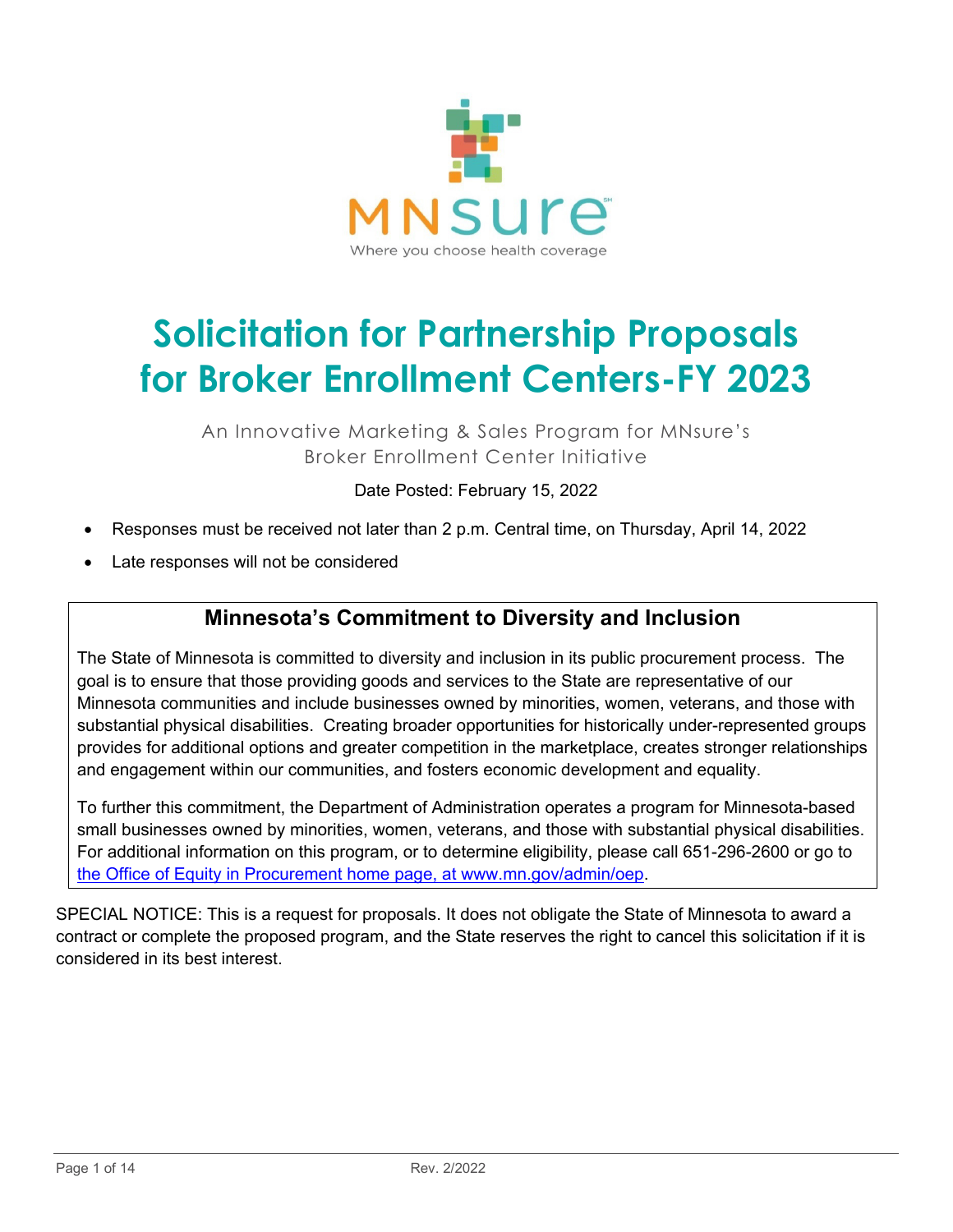MNsure

Where you choose health coverage

# Solicitation for Partnership Proposals for Broker Enrollment Centers-FY 2023

An Innovative Marketing & Sales Program for MNsure's Broker Enrollment Center Initiative

Date Posted: February 15, 2022

- Responses must be received not later than 2 p.m. Central time, on Thursday, April 14, 2022
- Late responses will not be considered

## Minnesota's Commitment to Diversity and Inclusion

The State of Minnesota is committed to diversity and inclusion in its public procurement process. The goal is to ensure that those providing goods and services to the State are representative of our Minnesota communities and include businesses owned by minorities, women, veterans, and those with substantial physical disabilities. Creating broader opportunities for historically under-represented groups provides for additional options and greater competition in the marketplace, creates stronger relationships and engagement within our communities, and fosters economic development and equality.

To further this commitment, the Department of Administration operates a program for Minnesota-based small businesses owned by minorities, women, veterans, and those with substantial physical disabilities. For additional information on this program, or to determine eligibility, please call 651-296-2600 or go to [the Office of Equity in Procurement home page, at www.mn.gov/admin/oep](http://www.mn.gov/admin/oep).

SPECIAL NOTICE: This is a request for proposals. It does not obligate the State of Minnesota to award a contract or complete the proposed program, and the State reserves the right to cancel this solicitation if it is considered in its best interest.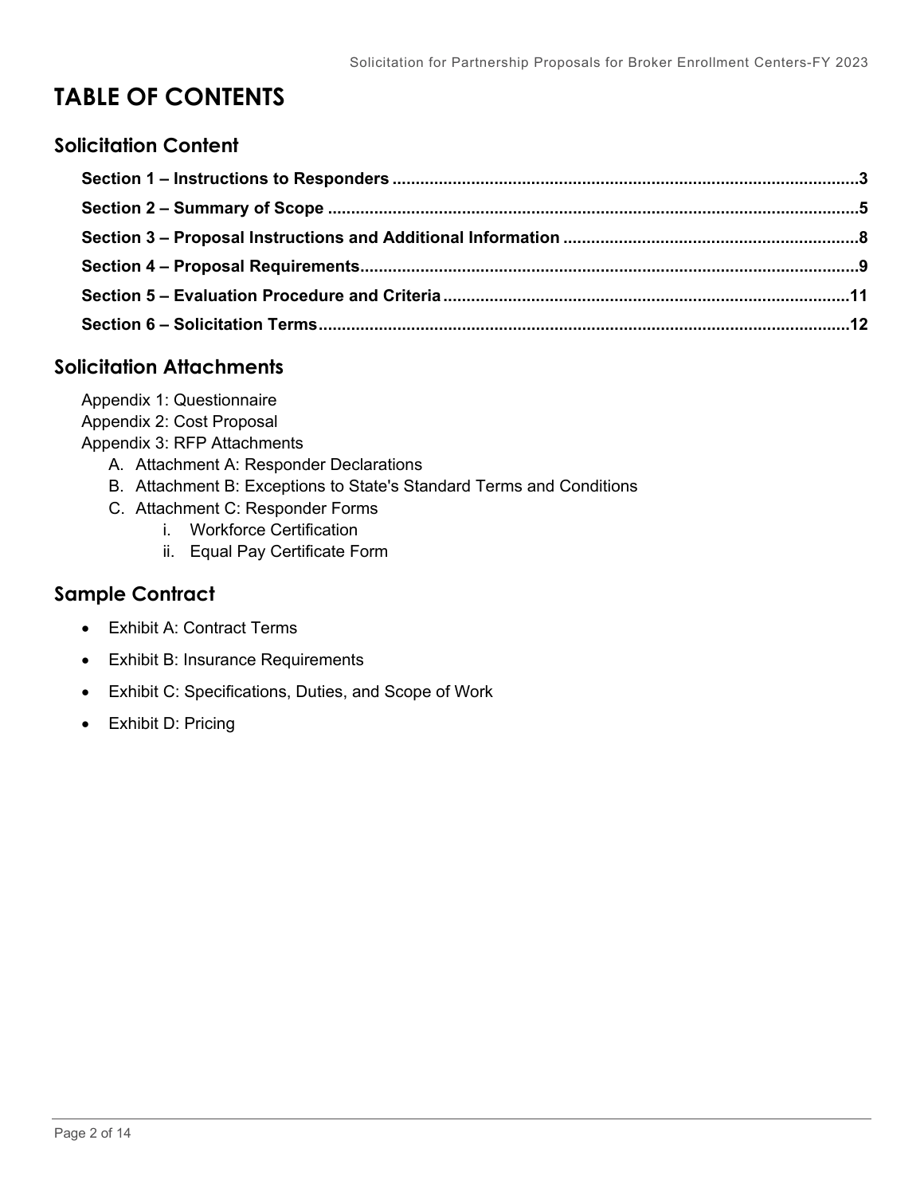# TABLE OF CONTENTS

## Solicitation Content

**Section 1 – Instructions to Responders** .......... **3**
**Section 2 – Summary of Scope** .......... **5**
**Section 3 – Proposal Instructions and Additional Information** .......... **8**
**Section 4 – Proposal Requirements** .......... **9**
**Section 5 – Evaluation Procedure and Criteria** .......... **11**
**Section 6 – Solicitation Terms** .......... **12**

## Solicitation Attachments

Appendix 1: Questionnaire
Appendix 2: Cost Proposal
Appendix 3: RFP Attachments

A. Attachment A: Responder Declarations
B. Attachment B: Exceptions to State's Standard Terms and Conditions
C. Attachment C: Responder Forms
   i. Workforce Certification
   ii. Equal Pay Certificate Form

## Sample Contract

- Exhibit A: Contract Terms
- Exhibit B: Insurance Requirements
- Exhibit C: Specifications, Duties, and Scope of Work
- Exhibit D: Pricing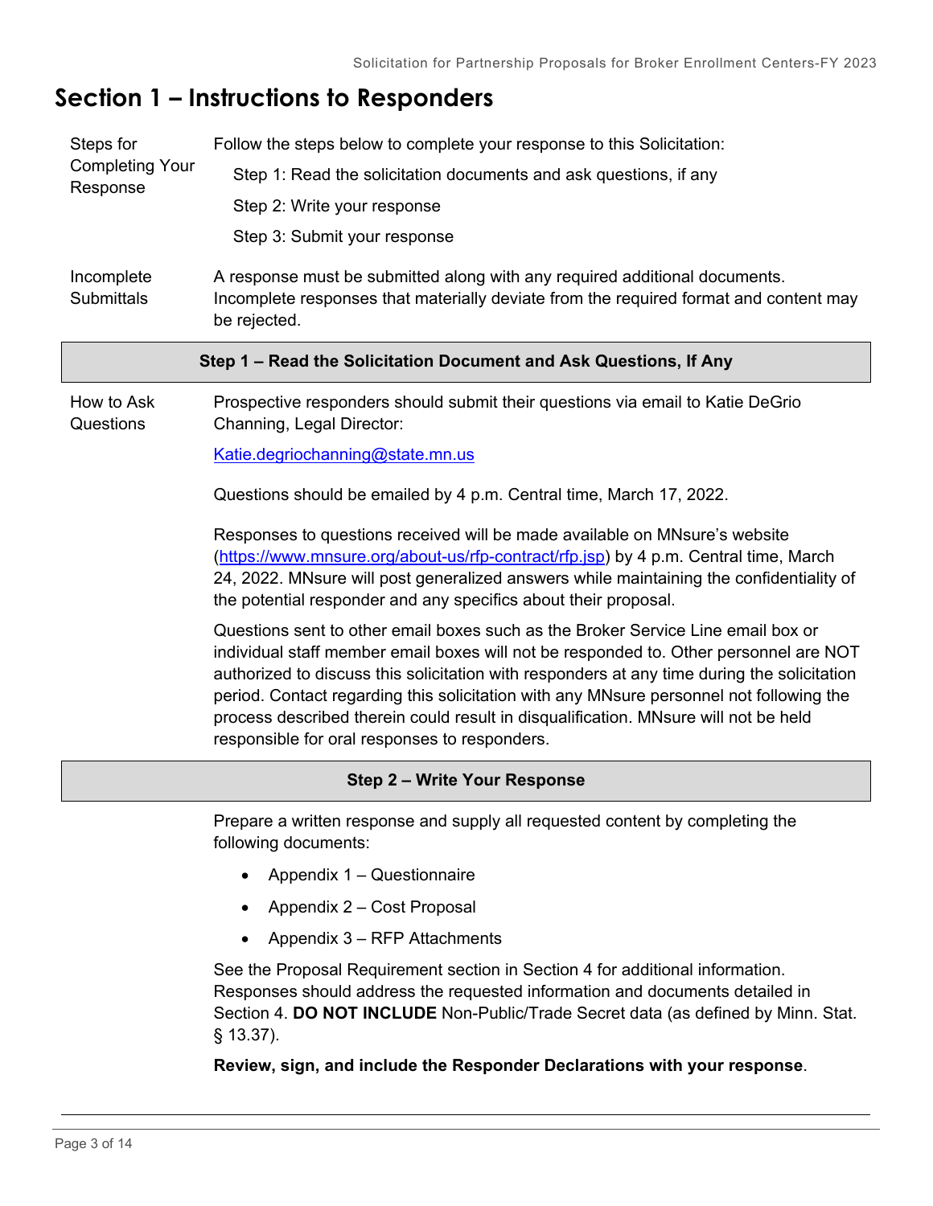# Section 1 – Instructions to Responders

**Steps for Completing Your Response**

Follow the steps below to complete your response to this Solicitation:

Step 1: Read the solicitation documents and ask questions, if any

Step 2: Write your response

Step 3: Submit your response

**Incomplete Submittals**

A response must be submitted along with any required additional documents. Incomplete responses that materially deviate from the required format and content may be rejected.

## Step 1 – Read the Solicitation Document and Ask Questions, If Any

**How to Ask Questions**

Prospective responders should submit their questions via email to Katie DeGrio Channing, Legal Director:

[Katie.degriochanning@state.mn.us](mailto:Katie.degriochanning@state.mn.us)

Questions should be emailed by 4 p.m. Central time, March 17, 2022.

Responses to questions received will be made available on MNsure's website ([https://www.mnsure.org/about-us/rfp-contract/rfp.jsp](https://www.mnsure.org/about-us/rfp-contract/rfp.jsp)) by 4 p.m. Central time, March 24, 2022. MNsure will post generalized answers while maintaining the confidentiality of the potential responder and any specifics about their proposal.

Questions sent to other email boxes such as the Broker Service Line email box or individual staff member email boxes will not be responded to. Other personnel are NOT authorized to discuss this solicitation with responders at any time during the solicitation period. Contact regarding this solicitation with any MNsure personnel not following the process described therein could result in disqualification. MNsure will not be held responsible for oral responses to responders.

## Step 2 – Write Your Response

Prepare a written response and supply all requested content by completing the following documents:

- Appendix 1 – Questionnaire
- Appendix 2 – Cost Proposal
- Appendix 3 – RFP Attachments

See the Proposal Requirement section in Section 4 for additional information. Responses should address the requested information and documents detailed in Section 4. **DO NOT INCLUDE** Non-Public/Trade Secret data (as defined by Minn. Stat. § 13.37).

**Review, sign, and include the Responder Declarations with your response**.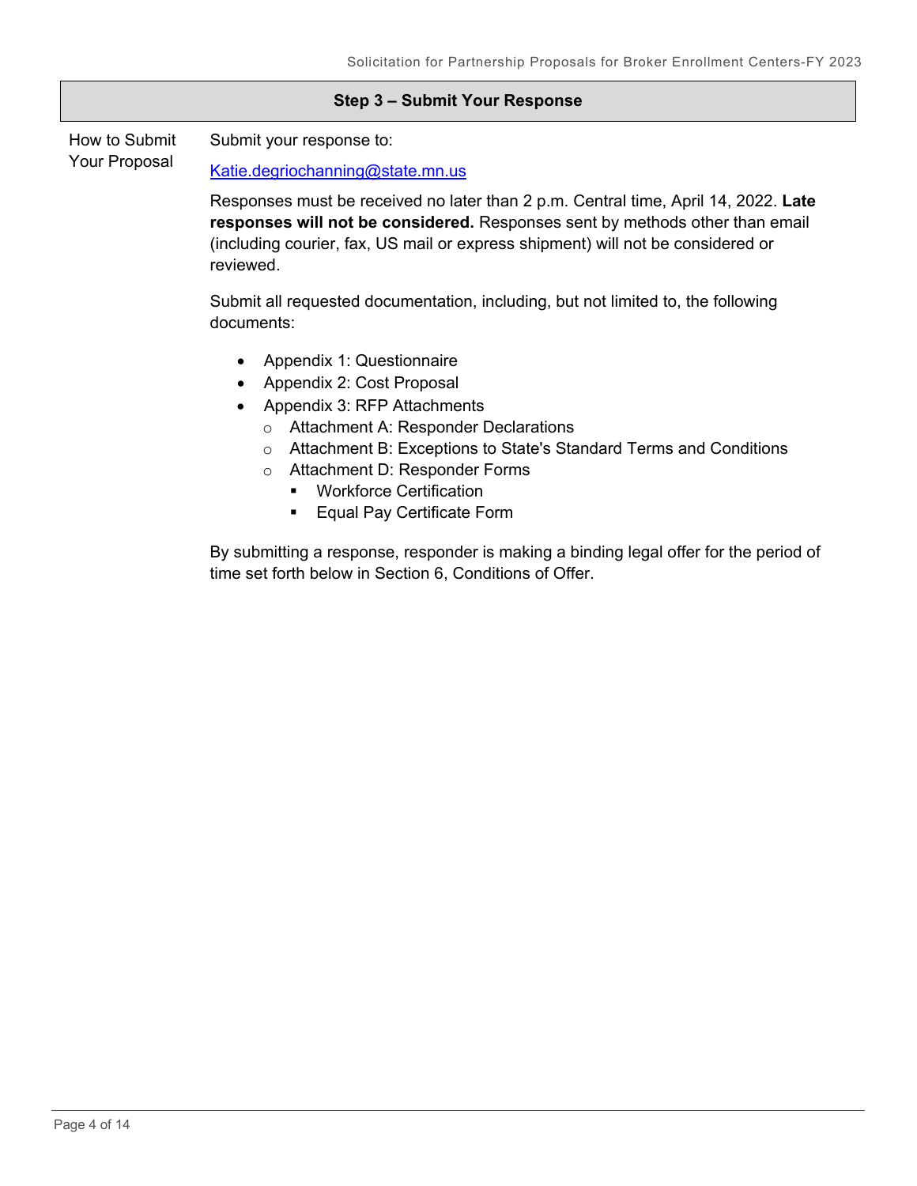## Step 3 – Submit Your Response

**How to Submit Your Proposal**

Submit your response to:

Katie.degriochanning@state.mn.us

Responses must be received no later than 2 p.m. Central time, April 14, 2022. **Late responses will not be considered.** Responses sent by methods other than email (including courier, fax, US mail or express shipment) will not be considered or reviewed.

Submit all requested documentation, including, but not limited to, the following documents:

- Appendix 1: Questionnaire
- Appendix 2: Cost Proposal
- Appendix 3: RFP Attachments
  - Attachment A: Responder Declarations
  - Attachment B: Exceptions to State's Standard Terms and Conditions
  - Attachment D: Responder Forms
    - Workforce Certification
    - Equal Pay Certificate Form

By submitting a response, responder is making a binding legal offer for the period of time set forth below in Section 6, Conditions of Offer.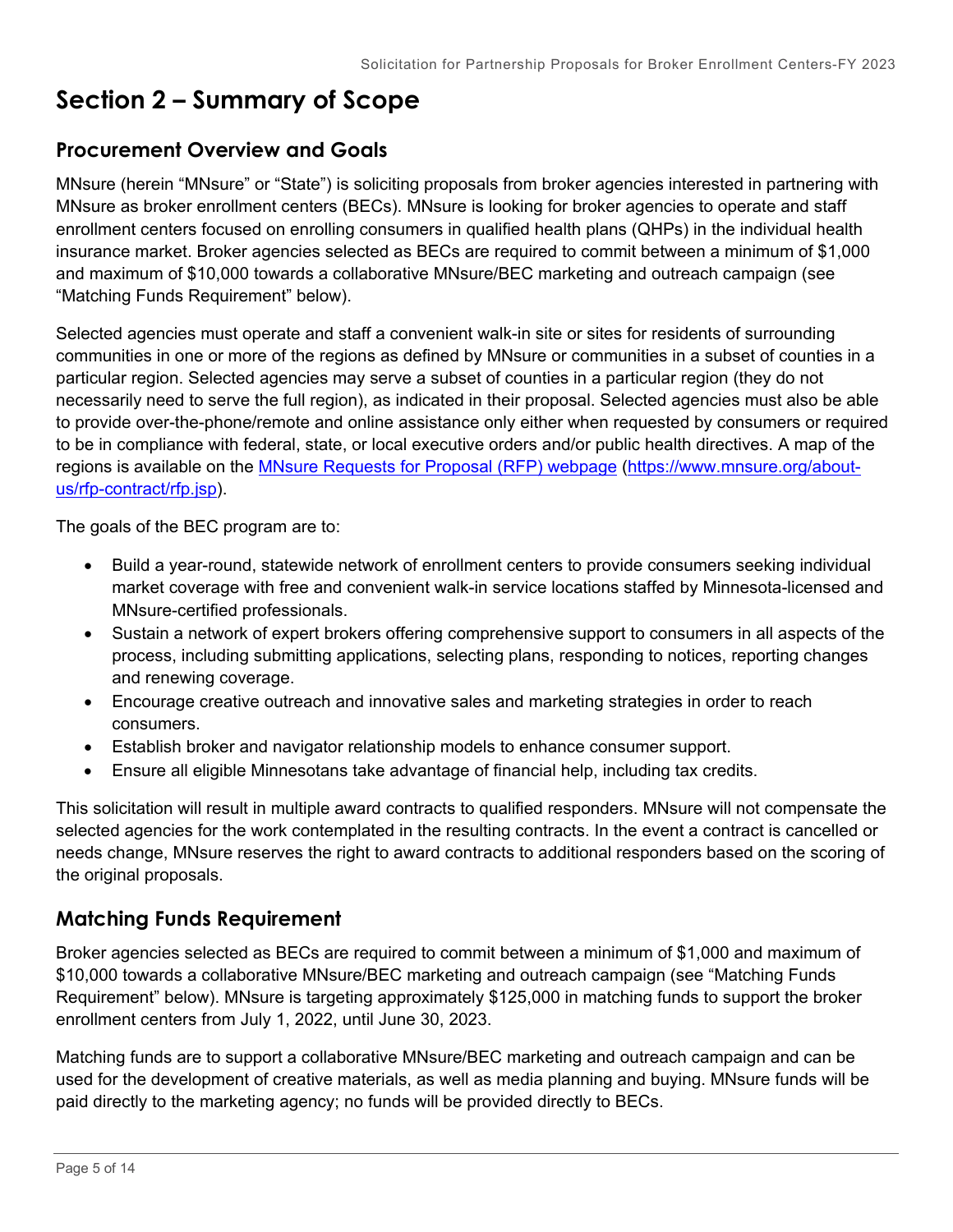# Section 2 – Summary of Scope

## Procurement Overview and Goals

MNsure (herein "MNsure" or "State") is soliciting proposals from broker agencies interested in partnering with MNsure as broker enrollment centers (BECs). MNsure is looking for broker agencies to operate and staff enrollment centers focused on enrolling consumers in qualified health plans (QHPs) in the individual health insurance market. Broker agencies selected as BECs are required to commit between a minimum of $1,000 and maximum of $10,000 towards a collaborative MNsure/BEC marketing and outreach campaign (see "Matching Funds Requirement" below).

Selected agencies must operate and staff a convenient walk-in site or sites for residents of surrounding communities in one or more of the regions as defined by MNsure or communities in a subset of counties in a particular region. Selected agencies may serve a subset of counties in a particular region (they do not necessarily need to serve the full region), as indicated in their proposal. Selected agencies must also be able to provide over-the-phone/remote and online assistance only either when requested by consumers or required to be in compliance with federal, state, or local executive orders and/or public health directives. A map of the regions is available on the [MNsure Requests for Proposal (RFP) webpage](https://www.mnsure.org/about-us/rfp-contract/rfp.jsp) (https://www.mnsure.org/about-us/rfp-contract/rfp.jsp).

The goals of the BEC program are to:

- Build a year-round, statewide network of enrollment centers to provide consumers seeking individual market coverage with free and convenient walk-in service locations staffed by Minnesota-licensed and MNsure-certified professionals.
- Sustain a network of expert brokers offering comprehensive support to consumers in all aspects of the process, including submitting applications, selecting plans, responding to notices, reporting changes and renewing coverage.
- Encourage creative outreach and innovative sales and marketing strategies in order to reach consumers.
- Establish broker and navigator relationship models to enhance consumer support.
- Ensure all eligible Minnesotans take advantage of financial help, including tax credits.

This solicitation will result in multiple award contracts to qualified responders. MNsure will not compensate the selected agencies for the work contemplated in the resulting contracts. In the event a contract is cancelled or needs change, MNsure reserves the right to award contracts to additional responders based on the scoring of the original proposals.

## Matching Funds Requirement

Broker agencies selected as BECs are required to commit between a minimum of $1,000 and maximum of $10,000 towards a collaborative MNsure/BEC marketing and outreach campaign (see "Matching Funds Requirement" below). MNsure is targeting approximately $125,000 in matching funds to support the broker enrollment centers from July 1, 2022, until June 30, 2023.

Matching funds are to support a collaborative MNsure/BEC marketing and outreach campaign and can be used for the development of creative materials, as well as media planning and buying. MNsure funds will be paid directly to the marketing agency; no funds will be provided directly to BECs.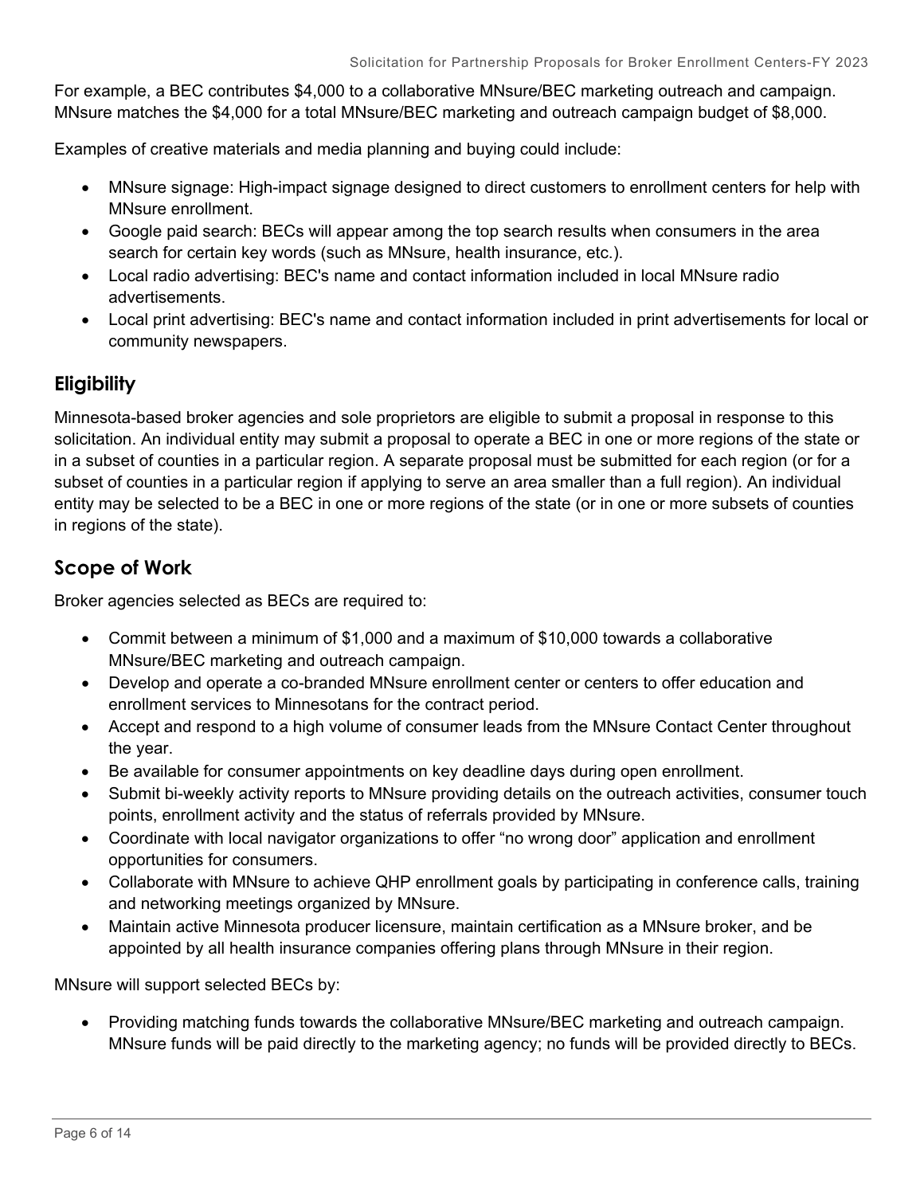For example, a BEC contributes $4,000 to a collaborative MNsure/BEC marketing outreach and campaign. MNsure matches the $4,000 for a total MNsure/BEC marketing and outreach campaign budget of $8,000.

Examples of creative materials and media planning and buying could include:

- MNsure signage: High-impact signage designed to direct customers to enrollment centers for help with MNsure enrollment.
- Google paid search: BECs will appear among the top search results when consumers in the area search for certain key words (such as MNsure, health insurance, etc.).
- Local radio advertising: BEC's name and contact information included in local MNsure radio advertisements.
- Local print advertising: BEC's name and contact information included in print advertisements for local or community newspapers.

## Eligibility

Minnesota-based broker agencies and sole proprietors are eligible to submit a proposal in response to this solicitation. An individual entity may submit a proposal to operate a BEC in one or more regions of the state or in a subset of counties in a particular region. A separate proposal must be submitted for each region (or for a subset of counties in a particular region if applying to serve an area smaller than a full region). An individual entity may be selected to be a BEC in one or more regions of the state (or in one or more subsets of counties in regions of the state).

## Scope of Work

Broker agencies selected as BECs are required to:

- Commit between a minimum of $1,000 and a maximum of $10,000 towards a collaborative MNsure/BEC marketing and outreach campaign.
- Develop and operate a co-branded MNsure enrollment center or centers to offer education and enrollment services to Minnesotans for the contract period.
- Accept and respond to a high volume of consumer leads from the MNsure Contact Center throughout the year.
- Be available for consumer appointments on key deadline days during open enrollment.
- Submit bi-weekly activity reports to MNsure providing details on the outreach activities, consumer touch points, enrollment activity and the status of referrals provided by MNsure.
- Coordinate with local navigator organizations to offer "no wrong door" application and enrollment opportunities for consumers.
- Collaborate with MNsure to achieve QHP enrollment goals by participating in conference calls, training and networking meetings organized by MNsure.
- Maintain active Minnesota producer licensure, maintain certification as a MNsure broker, and be appointed by all health insurance companies offering plans through MNsure in their region.

MNsure will support selected BECs by:

- Providing matching funds towards the collaborative MNsure/BEC marketing and outreach campaign. MNsure funds will be paid directly to the marketing agency; no funds will be provided directly to BECs.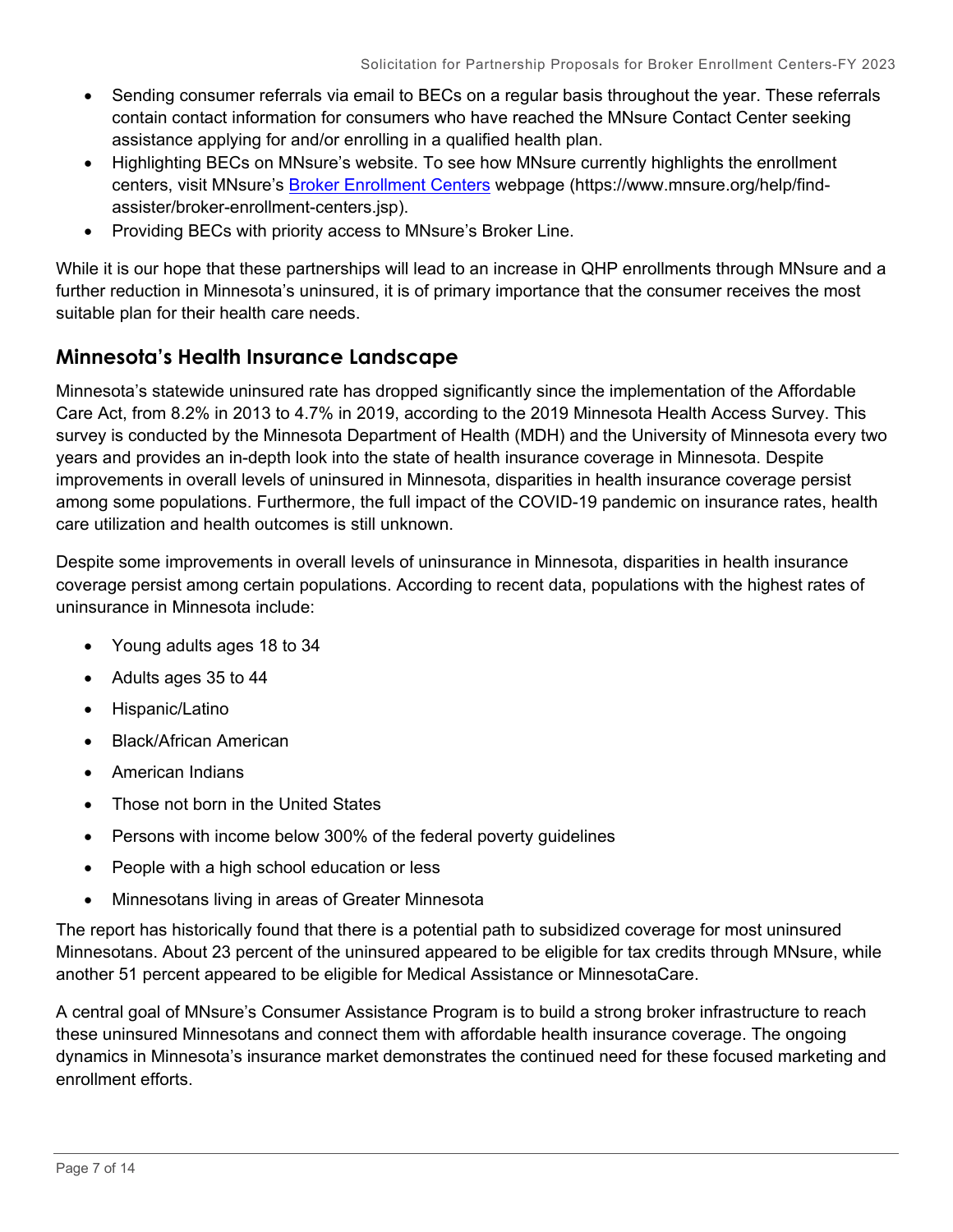- Sending consumer referrals via email to BECs on a regular basis throughout the year. These referrals contain contact information for consumers who have reached the MNsure Contact Center seeking assistance applying for and/or enrolling in a qualified health plan.
- Highlighting BECs on MNsure's website. To see how MNsure currently highlights the enrollment centers, visit MNsure's [Broker Enrollment Centers](https://www.mnsure.org/help/find-assister/broker-enrollment-centers.jsp) webpage (https://www.mnsure.org/help/find-assister/broker-enrollment-centers.jsp).
- Providing BECs with priority access to MNsure's Broker Line.

While it is our hope that these partnerships will lead to an increase in QHP enrollments through MNsure and a further reduction in Minnesota's uninsured, it is of primary importance that the consumer receives the most suitable plan for their health care needs.

## Minnesota's Health Insurance Landscape

Minnesota's statewide uninsured rate has dropped significantly since the implementation of the Affordable Care Act, from 8.2% in 2013 to 4.7% in 2019, according to the 2019 Minnesota Health Access Survey. This survey is conducted by the Minnesota Department of Health (MDH) and the University of Minnesota every two years and provides an in-depth look into the state of health insurance coverage in Minnesota. Despite improvements in overall levels of uninsured in Minnesota, disparities in health insurance coverage persist among some populations. Furthermore, the full impact of the COVID-19 pandemic on insurance rates, health care utilization and health outcomes is still unknown.

Despite some improvements in overall levels of uninsurance in Minnesota, disparities in health insurance coverage persist among certain populations. According to recent data, populations with the highest rates of uninsurance in Minnesota include:

- Young adults ages 18 to 34
- Adults ages 35 to 44
- Hispanic/Latino
- Black/African American
- American Indians
- Those not born in the United States
- Persons with income below 300% of the federal poverty guidelines
- People with a high school education or less
- Minnesotans living in areas of Greater Minnesota

The report has historically found that there is a potential path to subsidized coverage for most uninsured Minnesotans. About 23 percent of the uninsured appeared to be eligible for tax credits through MNsure, while another 51 percent appeared to be eligible for Medical Assistance or MinnesotaCare.

A central goal of MNsure's Consumer Assistance Program is to build a strong broker infrastructure to reach these uninsured Minnesotans and connect them with affordable health insurance coverage. The ongoing dynamics in Minnesota's insurance market demonstrates the continued need for these focused marketing and enrollment efforts.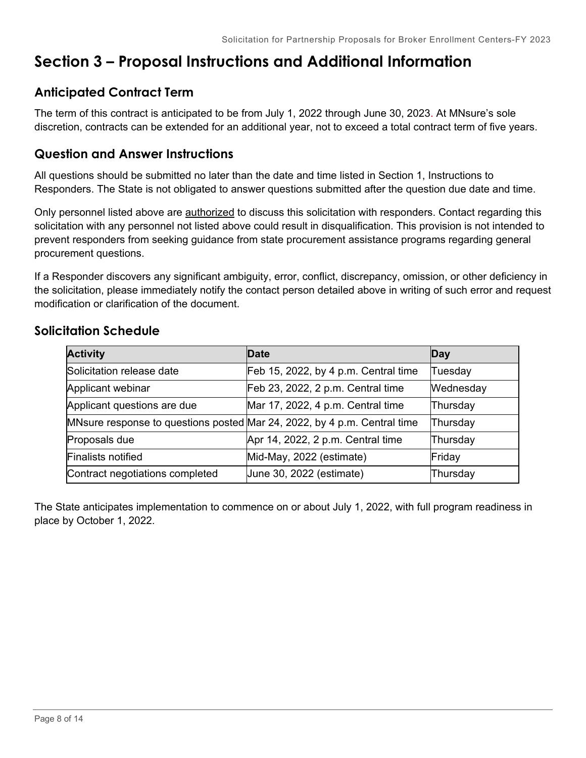# Section 3 – Proposal Instructions and Additional Information

## Anticipated Contract Term

The term of this contract is anticipated to be from July 1, 2022 through June 30, 2023. At MNsure's sole discretion, contracts can be extended for an additional year, not to exceed a total contract term of five years.

## Question and Answer Instructions

All questions should be submitted no later than the date and time listed in Section 1, Instructions to Responders. The State is not obligated to answer questions submitted after the question due date and time.

Only personnel listed above are authorized to discuss this solicitation with responders. Contact regarding this solicitation with any personnel not listed above could result in disqualification. This provision is not intended to prevent responders from seeking guidance from state procurement assistance programs regarding general procurement questions.

If a Responder discovers any significant ambiguity, error, conflict, discrepancy, omission, or other deficiency in the solicitation, please immediately notify the contact person detailed above in writing of such error and request modification or clarification of the document.

## Solicitation Schedule

| Activity | Date | Day |
| --- | --- | --- |
| Solicitation release date | Feb 15, 2022, by 4 p.m. Central time | Tuesday |
| Applicant webinar | Feb 23, 2022, 2 p.m. Central time | Wednesday |
| Applicant questions are due | Mar 17, 2022, 4 p.m. Central time | Thursday |
| MNsure response to questions posted | Mar 24, 2022, by 4 p.m. Central time | Thursday |
| Proposals due | Apr 14, 2022, 2 p.m. Central time | Thursday |
| Finalists notified | Mid-May, 2022 (estimate) | Friday |
| Contract negotiations completed | June 30, 2022 (estimate) | Thursday |

The State anticipates implementation to commence on or about July 1, 2022, with full program readiness in place by October 1, 2022.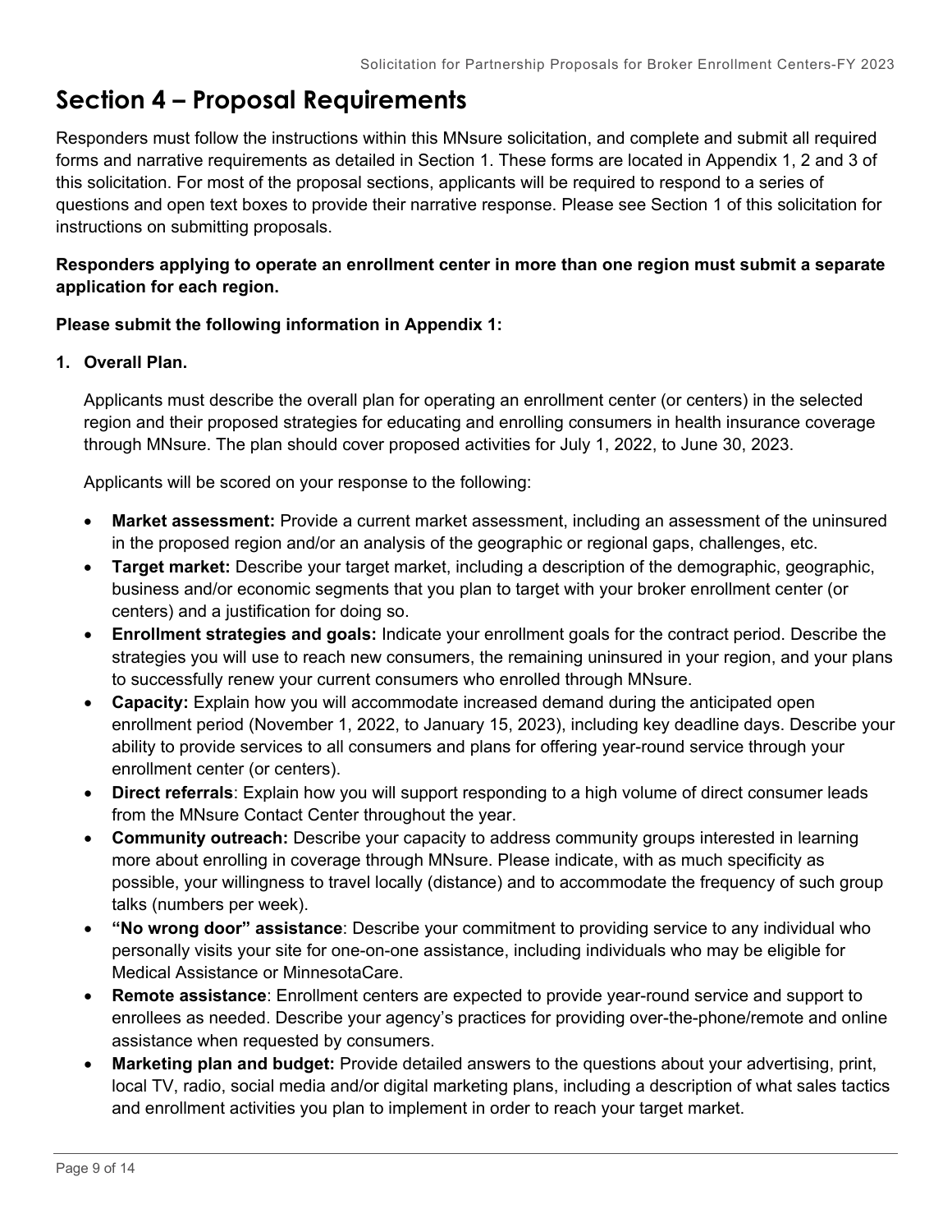# Section 4 – Proposal Requirements

Responders must follow the instructions within this MNsure solicitation, and complete and submit all required forms and narrative requirements as detailed in Section 1. These forms are located in Appendix 1, 2 and 3 of this solicitation. For most of the proposal sections, applicants will be required to respond to a series of questions and open text boxes to provide their narrative response. Please see Section 1 of this solicitation for instructions on submitting proposals.

**Responders applying to operate an enrollment center in more than one region must submit a separate application for each region.**

**Please submit the following information in Appendix 1:**

1. **Overall Plan.**

   Applicants must describe the overall plan for operating an enrollment center (or centers) in the selected region and their proposed strategies for educating and enrolling consumers in health insurance coverage through MNsure. The plan should cover proposed activities for July 1, 2022, to June 30, 2023.

   Applicants will be scored on your response to the following:

   - **Market assessment:** Provide a current market assessment, including an assessment of the uninsured in the proposed region and/or an analysis of the geographic or regional gaps, challenges, etc.
   - **Target market:** Describe your target market, including a description of the demographic, geographic, business and/or economic segments that you plan to target with your broker enrollment center (or centers) and a justification for doing so.
   - **Enrollment strategies and goals:** Indicate your enrollment goals for the contract period. Describe the strategies you will use to reach new consumers, the remaining uninsured in your region, and your plans to successfully renew your current consumers who enrolled through MNsure.
   - **Capacity:** Explain how you will accommodate increased demand during the anticipated open enrollment period (November 1, 2022, to January 15, 2023), including key deadline days. Describe your ability to provide services to all consumers and plans for offering year-round service through your enrollment center (or centers).
   - **Direct referrals**: Explain how you will support responding to a high volume of direct consumer leads from the MNsure Contact Center throughout the year.
   - **Community outreach:** Describe your capacity to address community groups interested in learning more about enrolling in coverage through MNsure. Please indicate, with as much specificity as possible, your willingness to travel locally (distance) and to accommodate the frequency of such group talks (numbers per week).
   - **"No wrong door" assistance**: Describe your commitment to providing service to any individual who personally visits your site for one-on-one assistance, including individuals who may be eligible for Medical Assistance or MinnesotaCare.
   - **Remote assistance**: Enrollment centers are expected to provide year-round service and support to enrollees as needed. Describe your agency's practices for providing over-the-phone/remote and online assistance when requested by consumers.
   - **Marketing plan and budget:** Provide detailed answers to the questions about your advertising, print, local TV, radio, social media and/or digital marketing plans, including a description of what sales tactics and enrollment activities you plan to implement in order to reach your target market.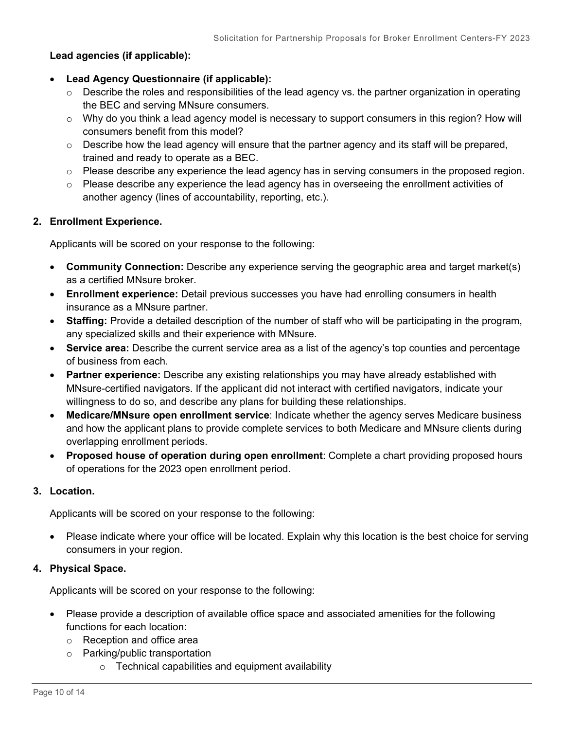**Lead agencies (if applicable):**

- **Lead Agency Questionnaire (if applicable):**
  - Describe the roles and responsibilities of the lead agency vs. the partner organization in operating the BEC and serving MNsure consumers.
  - Why do you think a lead agency model is necessary to support consumers in this region? How will consumers benefit from this model?
  - Describe how the lead agency will ensure that the partner agency and its staff will be prepared, trained and ready to operate as a BEC.
  - Please describe any experience the lead agency has in serving consumers in the proposed region.
  - Please describe any experience the lead agency has in overseeing the enrollment activities of another agency (lines of accountability, reporting, etc.).

**2. Enrollment Experience.**

Applicants will be scored on your response to the following:

- **Community Connection:** Describe any experience serving the geographic area and target market(s) as a certified MNsure broker.
- **Enrollment experience:** Detail previous successes you have had enrolling consumers in health insurance as a MNsure partner.
- **Staffing:** Provide a detailed description of the number of staff who will be participating in the program, any specialized skills and their experience with MNsure.
- **Service area:** Describe the current service area as a list of the agency's top counties and percentage of business from each.
- **Partner experience:** Describe any existing relationships you may have already established with MNsure-certified navigators. If the applicant did not interact with certified navigators, indicate your willingness to do so, and describe any plans for building these relationships.
- **Medicare/MNsure open enrollment service**: Indicate whether the agency serves Medicare business and how the applicant plans to provide complete services to both Medicare and MNsure clients during overlapping enrollment periods.
- **Proposed house of operation during open enrollment**: Complete a chart providing proposed hours of operations for the 2023 open enrollment period.

**3. Location.**

Applicants will be scored on your response to the following:

- Please indicate where your office will be located. Explain why this location is the best choice for serving consumers in your region.

**4. Physical Space.**

Applicants will be scored on your response to the following:

- Please provide a description of available office space and associated amenities for the following functions for each location:
  - Reception and office area
  - Parking/public transportation
    - Technical capabilities and equipment availability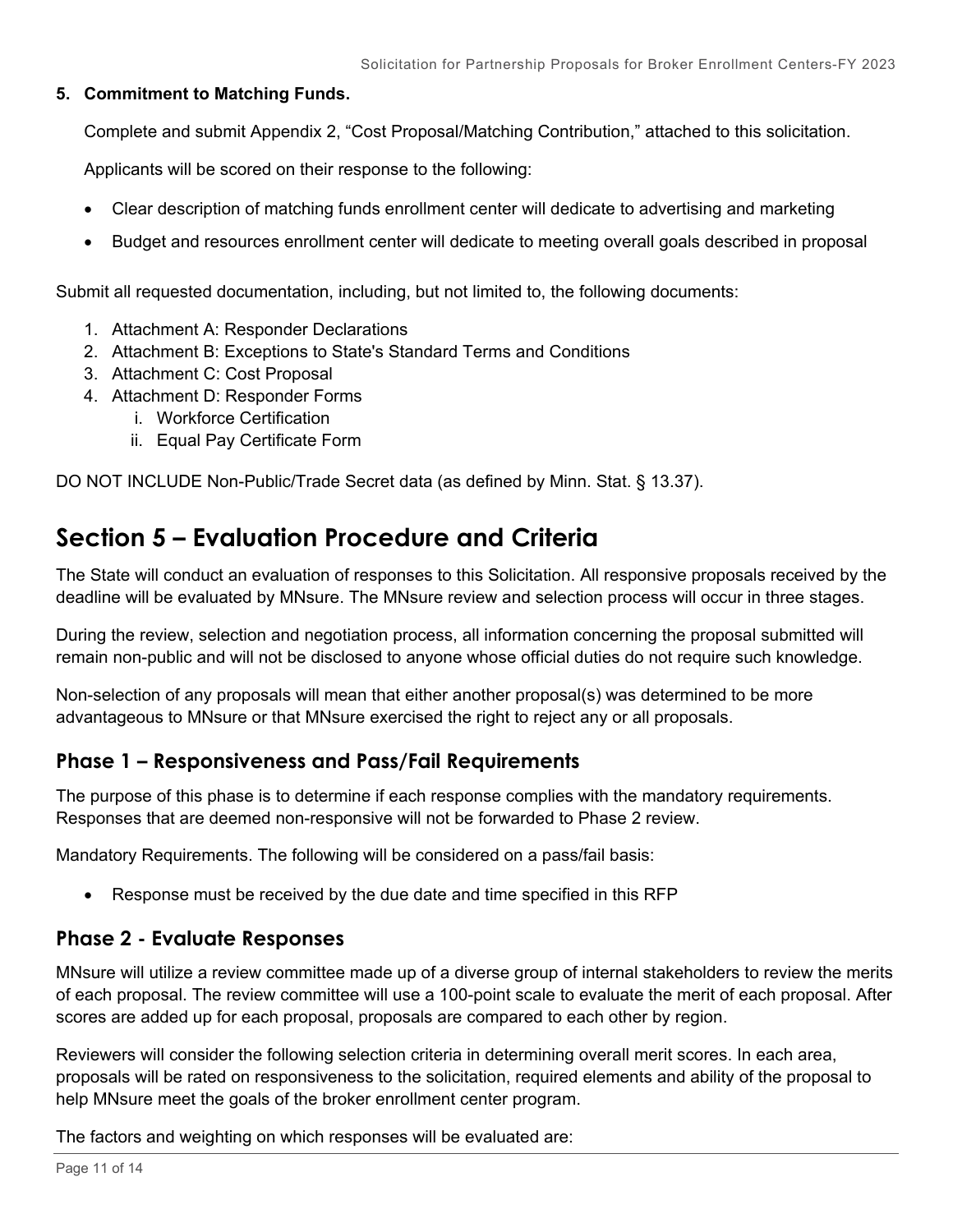**5. Commitment to Matching Funds.**

Complete and submit Appendix 2, “Cost Proposal/Matching Contribution,” attached to this solicitation.

Applicants will be scored on their response to the following:

- Clear description of matching funds enrollment center will dedicate to advertising and marketing
- Budget and resources enrollment center will dedicate to meeting overall goals described in proposal

Submit all requested documentation, including, but not limited to, the following documents:

1. Attachment A: Responder Declarations
2. Attachment B: Exceptions to State's Standard Terms and Conditions
3. Attachment C: Cost Proposal
4. Attachment D: Responder Forms
   i. Workforce Certification
   ii. Equal Pay Certificate Form

DO NOT INCLUDE Non-Public/Trade Secret data (as defined by Minn. Stat. § 13.37).

# Section 5 – Evaluation Procedure and Criteria

The State will conduct an evaluation of responses to this Solicitation. All responsive proposals received by the deadline will be evaluated by MNsure. The MNsure review and selection process will occur in three stages.

During the review, selection and negotiation process, all information concerning the proposal submitted will remain non-public and will not be disclosed to anyone whose official duties do not require such knowledge.

Non-selection of any proposals will mean that either another proposal(s) was determined to be more advantageous to MNsure or that MNsure exercised the right to reject any or all proposals.

## Phase 1 – Responsiveness and Pass/Fail Requirements

The purpose of this phase is to determine if each response complies with the mandatory requirements. Responses that are deemed non-responsive will not be forwarded to Phase 2 review.

Mandatory Requirements. The following will be considered on a pass/fail basis:

- Response must be received by the due date and time specified in this RFP

## Phase 2 - Evaluate Responses

MNsure will utilize a review committee made up of a diverse group of internal stakeholders to review the merits of each proposal. The review committee will use a 100-point scale to evaluate the merit of each proposal. After scores are added up for each proposal, proposals are compared to each other by region.

Reviewers will consider the following selection criteria in determining overall merit scores. In each area, proposals will be rated on responsiveness to the solicitation, required elements and ability of the proposal to help MNsure meet the goals of the broker enrollment center program.

The factors and weighting on which responses will be evaluated are: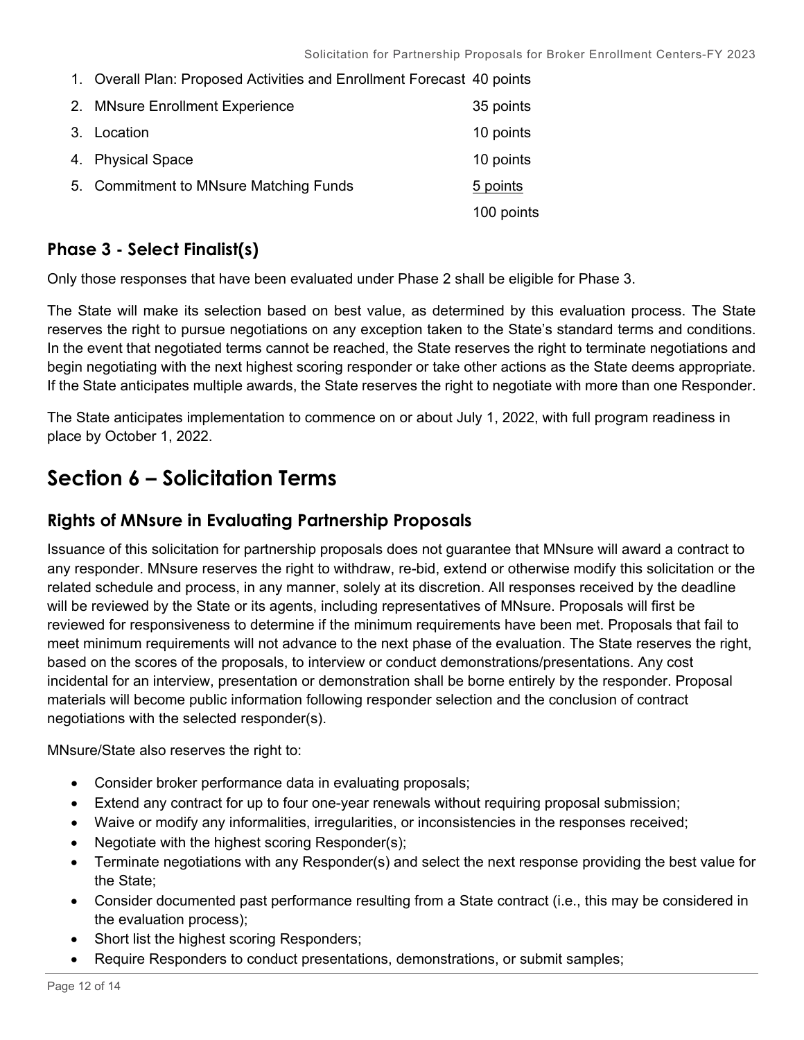| | | |
|---|---|---|
| 1. | Overall Plan: Proposed Activities and Enrollment Forecast | 40 points |
| 2. | MNsure Enrollment Experience | 35 points |
| 3. | Location | 10 points |
| 4. | Physical Space | 10 points |
| 5. | Commitment to MNsure Matching Funds | 5 points |
| | | 100 points |

### Phase 3 - Select Finalist(s)

Only those responses that have been evaluated under Phase 2 shall be eligible for Phase 3.

The State will make its selection based on best value, as determined by this evaluation process. The State reserves the right to pursue negotiations on any exception taken to the State's standard terms and conditions. In the event that negotiated terms cannot be reached, the State reserves the right to terminate negotiations and begin negotiating with the next highest scoring responder or take other actions as the State deems appropriate. If the State anticipates multiple awards, the State reserves the right to negotiate with more than one Responder.

The State anticipates implementation to commence on or about July 1, 2022, with full program readiness in place by October 1, 2022.

## Section 6 – Solicitation Terms

### Rights of MNsure in Evaluating Partnership Proposals

Issuance of this solicitation for partnership proposals does not guarantee that MNsure will award a contract to any responder. MNsure reserves the right to withdraw, re-bid, extend or otherwise modify this solicitation or the related schedule and process, in any manner, solely at its discretion. All responses received by the deadline will be reviewed by the State or its agents, including representatives of MNsure. Proposals will first be reviewed for responsiveness to determine if the minimum requirements have been met. Proposals that fail to meet minimum requirements will not advance to the next phase of the evaluation. The State reserves the right, based on the scores of the proposals, to interview or conduct demonstrations/presentations. Any cost incidental for an interview, presentation or demonstration shall be borne entirely by the responder. Proposal materials will become public information following responder selection and the conclusion of contract negotiations with the selected responder(s).

MNsure/State also reserves the right to:

- Consider broker performance data in evaluating proposals;
- Extend any contract for up to four one-year renewals without requiring proposal submission;
- Waive or modify any informalities, irregularities, or inconsistencies in the responses received;
- Negotiate with the highest scoring Responder(s);
- Terminate negotiations with any Responder(s) and select the next response providing the best value for the State;
- Consider documented past performance resulting from a State contract (i.e., this may be considered in the evaluation process);
- Short list the highest scoring Responders;
- Require Responders to conduct presentations, demonstrations, or submit samples;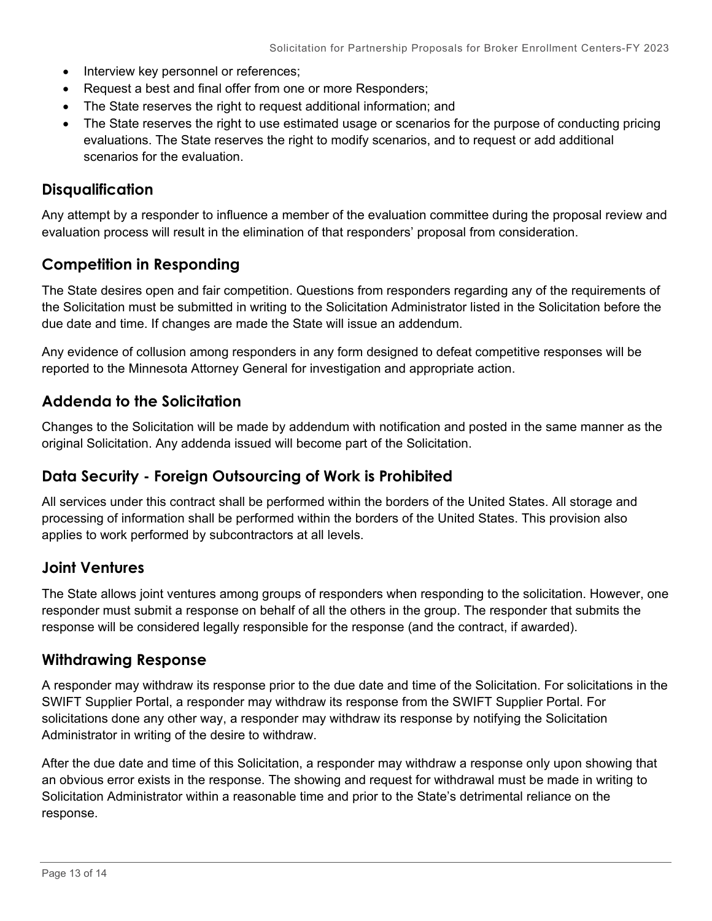- Interview key personnel or references;
- Request a best and final offer from one or more Responders;
- The State reserves the right to request additional information; and
- The State reserves the right to use estimated usage or scenarios for the purpose of conducting pricing evaluations. The State reserves the right to modify scenarios, and to request or add additional scenarios for the evaluation.

## Disqualification

Any attempt by a responder to influence a member of the evaluation committee during the proposal review and evaluation process will result in the elimination of that responders' proposal from consideration.

## Competition in Responding

The State desires open and fair competition. Questions from responders regarding any of the requirements of the Solicitation must be submitted in writing to the Solicitation Administrator listed in the Solicitation before the due date and time. If changes are made the State will issue an addendum.

Any evidence of collusion among responders in any form designed to defeat competitive responses will be reported to the Minnesota Attorney General for investigation and appropriate action.

## Addenda to the Solicitation

Changes to the Solicitation will be made by addendum with notification and posted in the same manner as the original Solicitation. Any addenda issued will become part of the Solicitation.

## Data Security - Foreign Outsourcing of Work is Prohibited

All services under this contract shall be performed within the borders of the United States. All storage and processing of information shall be performed within the borders of the United States. This provision also applies to work performed by subcontractors at all levels.

## Joint Ventures

The State allows joint ventures among groups of responders when responding to the solicitation. However, one responder must submit a response on behalf of all the others in the group. The responder that submits the response will be considered legally responsible for the response (and the contract, if awarded).

## Withdrawing Response

A responder may withdraw its response prior to the due date and time of the Solicitation. For solicitations in the SWIFT Supplier Portal, a responder may withdraw its response from the SWIFT Supplier Portal. For solicitations done any other way, a responder may withdraw its response by notifying the Solicitation Administrator in writing of the desire to withdraw.

After the due date and time of this Solicitation, a responder may withdraw a response only upon showing that an obvious error exists in the response. The showing and request for withdrawal must be made in writing to Solicitation Administrator within a reasonable time and prior to the State's detrimental reliance on the response.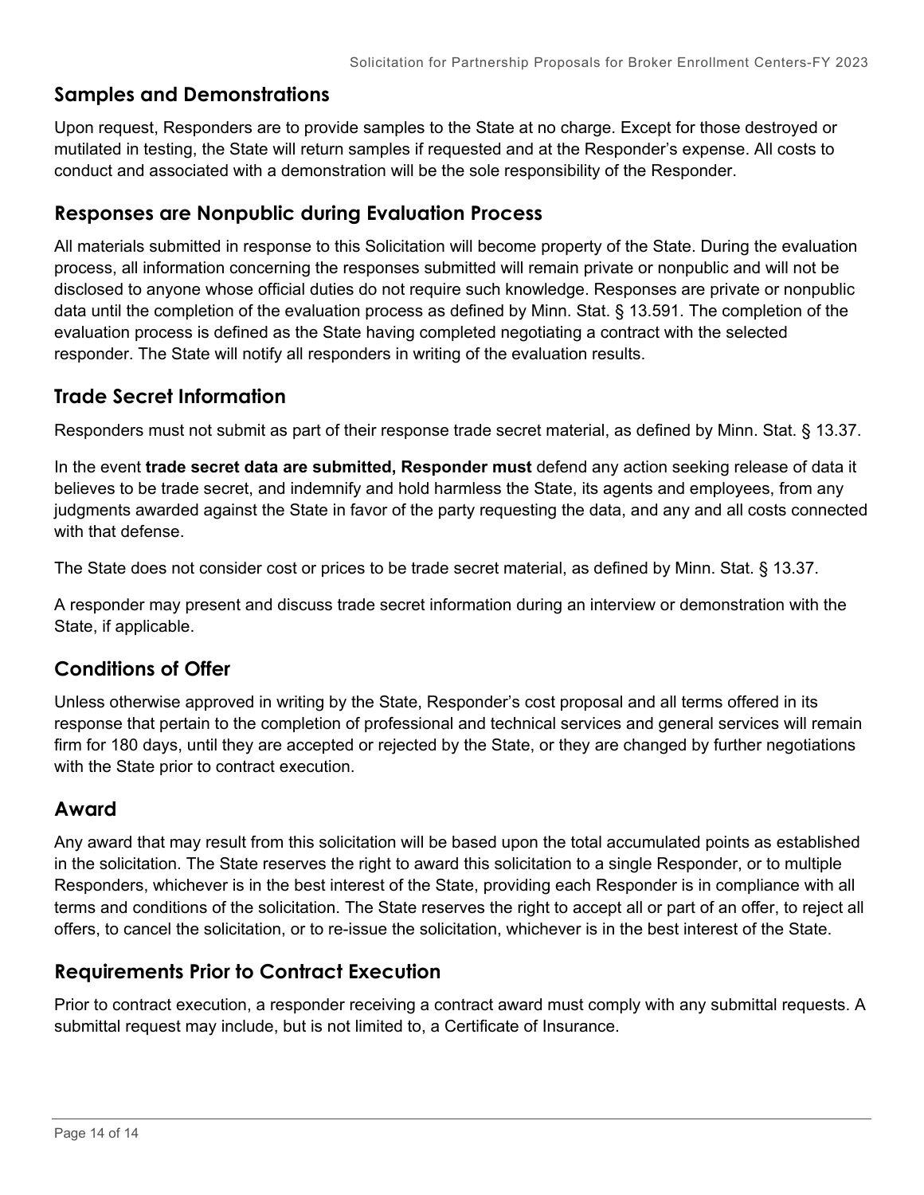## Samples and Demonstrations

Upon request, Responders are to provide samples to the State at no charge. Except for those destroyed or mutilated in testing, the State will return samples if requested and at the Responder's expense. All costs to conduct and associated with a demonstration will be the sole responsibility of the Responder.

## Responses are Nonpublic during Evaluation Process

All materials submitted in response to this Solicitation will become property of the State. During the evaluation process, all information concerning the responses submitted will remain private or nonpublic and will not be disclosed to anyone whose official duties do not require such knowledge. Responses are private or nonpublic data until the completion of the evaluation process as defined by Minn. Stat. § 13.591. The completion of the evaluation process is defined as the State having completed negotiating a contract with the selected responder. The State will notify all responders in writing of the evaluation results.

## Trade Secret Information

Responders must not submit as part of their response trade secret material, as defined by Minn. Stat. § 13.37.

In the event **trade secret data are submitted, Responder must** defend any action seeking release of data it believes to be trade secret, and indemnify and hold harmless the State, its agents and employees, from any judgments awarded against the State in favor of the party requesting the data, and any and all costs connected with that defense.

The State does not consider cost or prices to be trade secret material, as defined by Minn. Stat. § 13.37.

A responder may present and discuss trade secret information during an interview or demonstration with the State, if applicable.

## Conditions of Offer

Unless otherwise approved in writing by the State, Responder's cost proposal and all terms offered in its response that pertain to the completion of professional and technical services and general services will remain firm for 180 days, until they are accepted or rejected by the State, or they are changed by further negotiations with the State prior to contract execution.

## Award

Any award that may result from this solicitation will be based upon the total accumulated points as established in the solicitation. The State reserves the right to award this solicitation to a single Responder, or to multiple Responders, whichever is in the best interest of the State, providing each Responder is in compliance with all terms and conditions of the solicitation. The State reserves the right to accept all or part of an offer, to reject all offers, to cancel the solicitation, or to re-issue the solicitation, whichever is in the best interest of the State.

## Requirements Prior to Contract Execution

Prior to contract execution, a responder receiving a contract award must comply with any submittal requests. A submittal request may include, but is not limited to, a Certificate of Insurance.